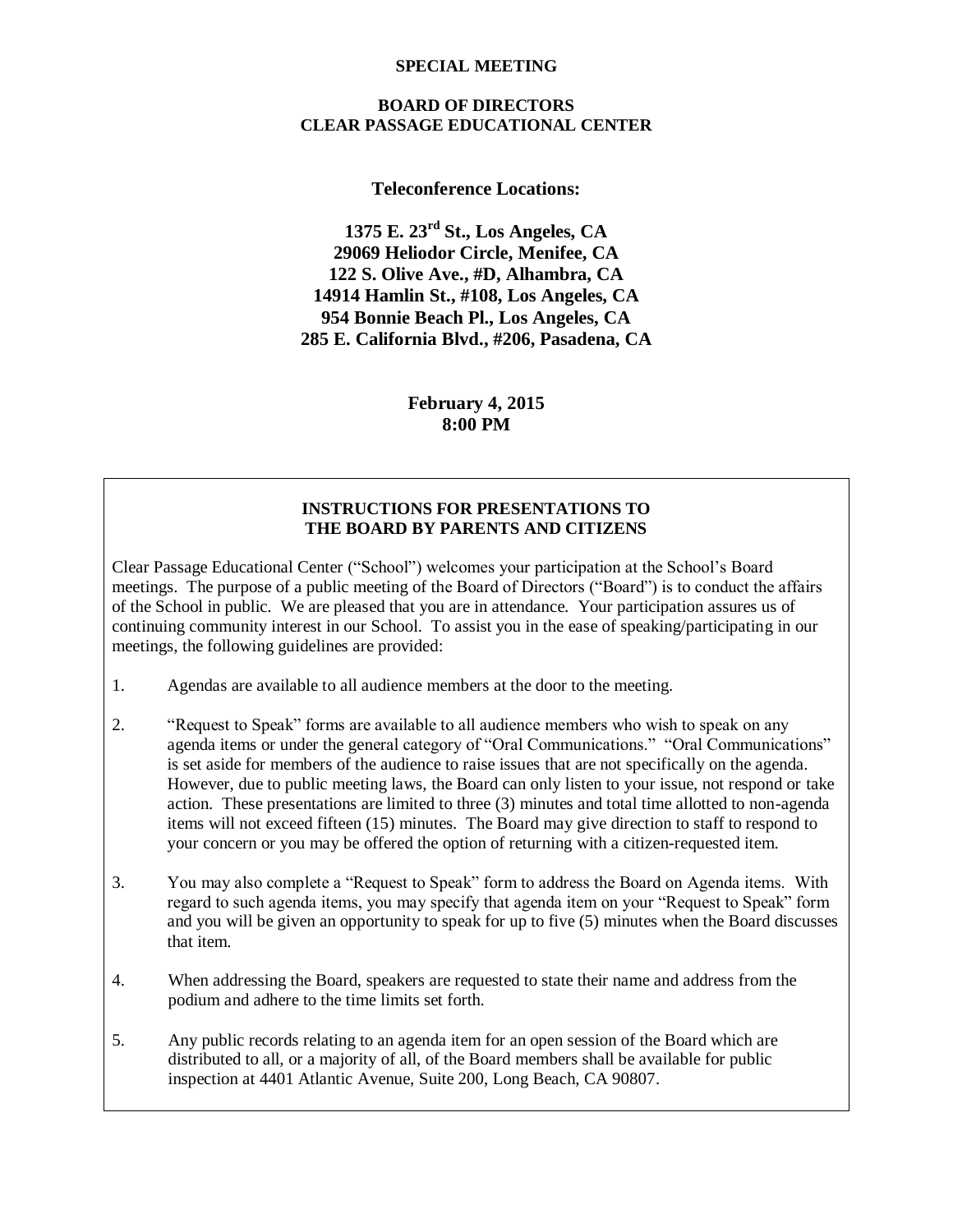**SPECIAL MEETING**

**BOARD OF DIRECTORS**
**CLEAR PASSAGE EDUCATIONAL CENTER**

**Teleconference Locations:**

**1375 E. 23rd St., Los Angeles, CA**
**29069 Heliodor Circle, Menifee, CA**
**122 S. Olive Ave., #D, Alhambra, CA**
**14914 Hamlin St., #108, Los Angeles, CA**
**954 Bonnie Beach Pl., Los Angeles, CA**
**285 E. California Blvd., #206, Pasadena, CA**

**February 4, 2015**
**8:00 PM**

**INSTRUCTIONS FOR PRESENTATIONS TO THE BOARD BY PARENTS AND CITIZENS**

Clear Passage Educational Center ("School") welcomes your participation at the School's Board meetings. The purpose of a public meeting of the Board of Directors ("Board") is to conduct the affairs of the School in public. We are pleased that you are in attendance. Your participation assures us of continuing community interest in our School. To assist you in the ease of speaking/participating in our meetings, the following guidelines are provided:

1. Agendas are available to all audience members at the door to the meeting.

2. "Request to Speak" forms are available to all audience members who wish to speak on any agenda items or under the general category of "Oral Communications." "Oral Communications" is set aside for members of the audience to raise issues that are not specifically on the agenda. However, due to public meeting laws, the Board can only listen to your issue, not respond or take action. These presentations are limited to three (3) minutes and total time allotted to non-agenda items will not exceed fifteen (15) minutes. The Board may give direction to staff to respond to your concern or you may be offered the option of returning with a citizen-requested item.

3. You may also complete a "Request to Speak" form to address the Board on Agenda items. With regard to such agenda items, you may specify that agenda item on your "Request to Speak" form and you will be given an opportunity to speak for up to five (5) minutes when the Board discusses that item.

4. When addressing the Board, speakers are requested to state their name and address from the podium and adhere to the time limits set forth.

5. Any public records relating to an agenda item for an open session of the Board which are distributed to all, or a majority of all, of the Board members shall be available for public inspection at 4401 Atlantic Avenue, Suite 200, Long Beach, CA 90807.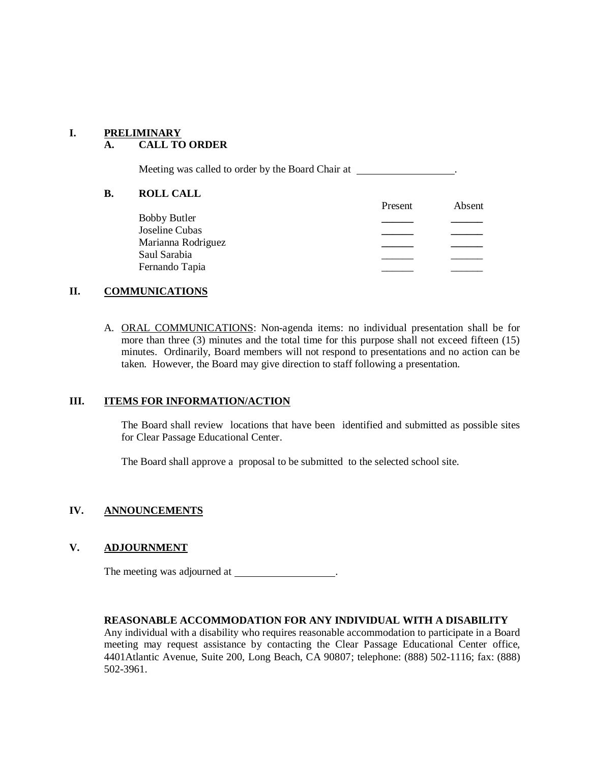## I. PRELIMINARY

### A. CALL TO ORDER

Meeting was called to order by the Board Chair at ________________.

### B. ROLL CALL

| | Present | Absent |
|---|---|---|
| Bobby Butler | ______ | ______ |
| Joseline Cubas | ______ | ______ |
| Marianna Rodriguez | ______ | ______ |
| Saul Sarabia | ______ | ______ |
| Fernando Tapia | ______ | ______ |

## II. COMMUNICATIONS

A. ORAL COMMUNICATIONS: Non-agenda items: no individual presentation shall be for more than three (3) minutes and the total time for this purpose shall not exceed fifteen (15) minutes. Ordinarily, Board members will not respond to presentations and no action can be taken. However, the Board may give direction to staff following a presentation.

## III. ITEMS FOR INFORMATION/ACTION

The Board shall review locations that have been identified and submitted as possible sites for Clear Passage Educational Center.

The Board shall approve a proposal to be submitted to the selected school site.

## IV. ANNOUNCEMENTS

## V. ADJOURNMENT

The meeting was adjourned at ________________.

**REASONABLE ACCOMMODATION FOR ANY INDIVIDUAL WITH A DISABILITY**
Any individual with a disability who requires reasonable accommodation to participate in a Board meeting may request assistance by contacting the Clear Passage Educational Center office, 4401Atlantic Avenue, Suite 200, Long Beach, CA 90807; telephone: (888) 502-1116; fax: (888) 502-3961.